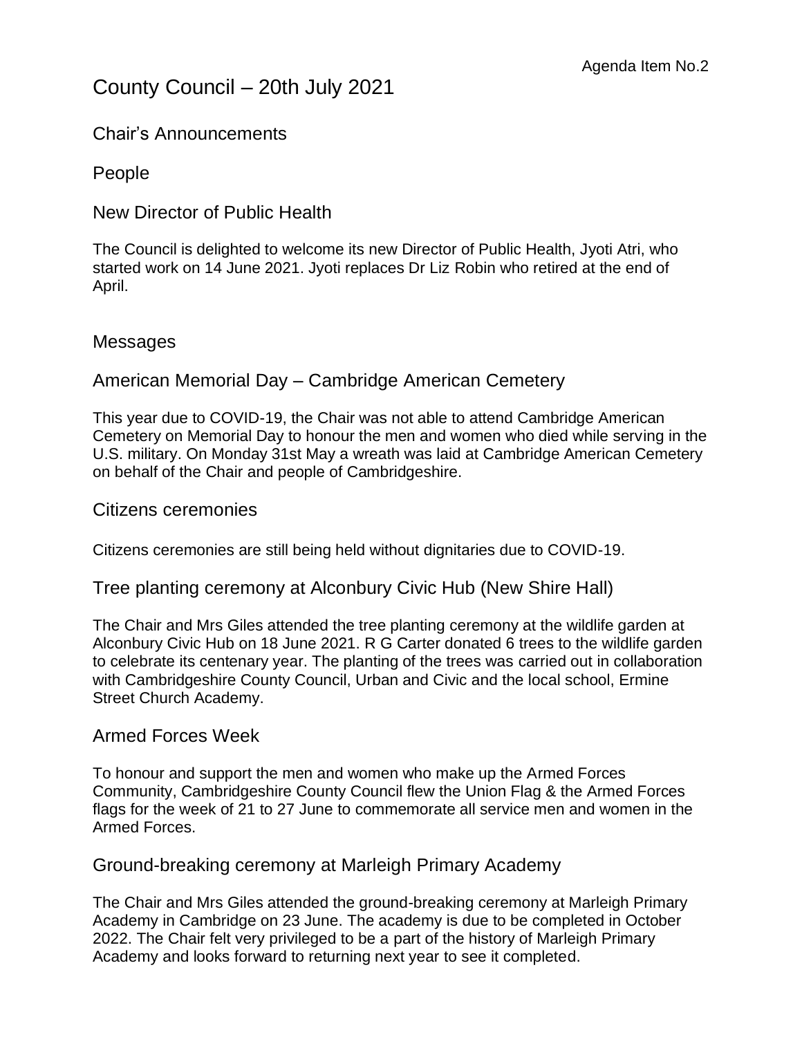Agenda Item No.2

# County Council – 20th July 2021

## Chair's Announcements

## People

### New Director of Public Health

The Council is delighted to welcome its new Director of Public Health, Jyoti Atri, who started work on 14 June 2021. Jyoti replaces Dr Liz Robin who retired at the end of April.

## Messages

### American Memorial Day – Cambridge American Cemetery

This year due to COVID-19, the Chair was not able to attend Cambridge American Cemetery on Memorial Day to honour the men and women who died while serving in the U.S. military. On Monday 31st May a wreath was laid at Cambridge American Cemetery on behalf of the Chair and people of Cambridgeshire.

### Citizens ceremonies

Citizens ceremonies are still being held without dignitaries due to COVID-19.

### Tree planting ceremony at Alconbury Civic Hub (New Shire Hall)

The Chair and Mrs Giles attended the tree planting ceremony at the wildlife garden at Alconbury Civic Hub on 18 June 2021. R G Carter donated 6 trees to the wildlife garden to celebrate its centenary year. The planting of the trees was carried out in collaboration with Cambridgeshire County Council, Urban and Civic and the local school, Ermine Street Church Academy.

### Armed Forces Week

To honour and support the men and women who make up the Armed Forces Community, Cambridgeshire County Council flew the Union Flag & the Armed Forces flags for the week of 21 to 27 June to commemorate all service men and women in the Armed Forces.

### Ground-breaking ceremony at Marleigh Primary Academy

The Chair and Mrs Giles attended the ground-breaking ceremony at Marleigh Primary Academy in Cambridge on 23 June. The academy is due to be completed in October 2022. The Chair felt very privileged to be a part of the history of Marleigh Primary Academy and looks forward to returning next year to see it completed.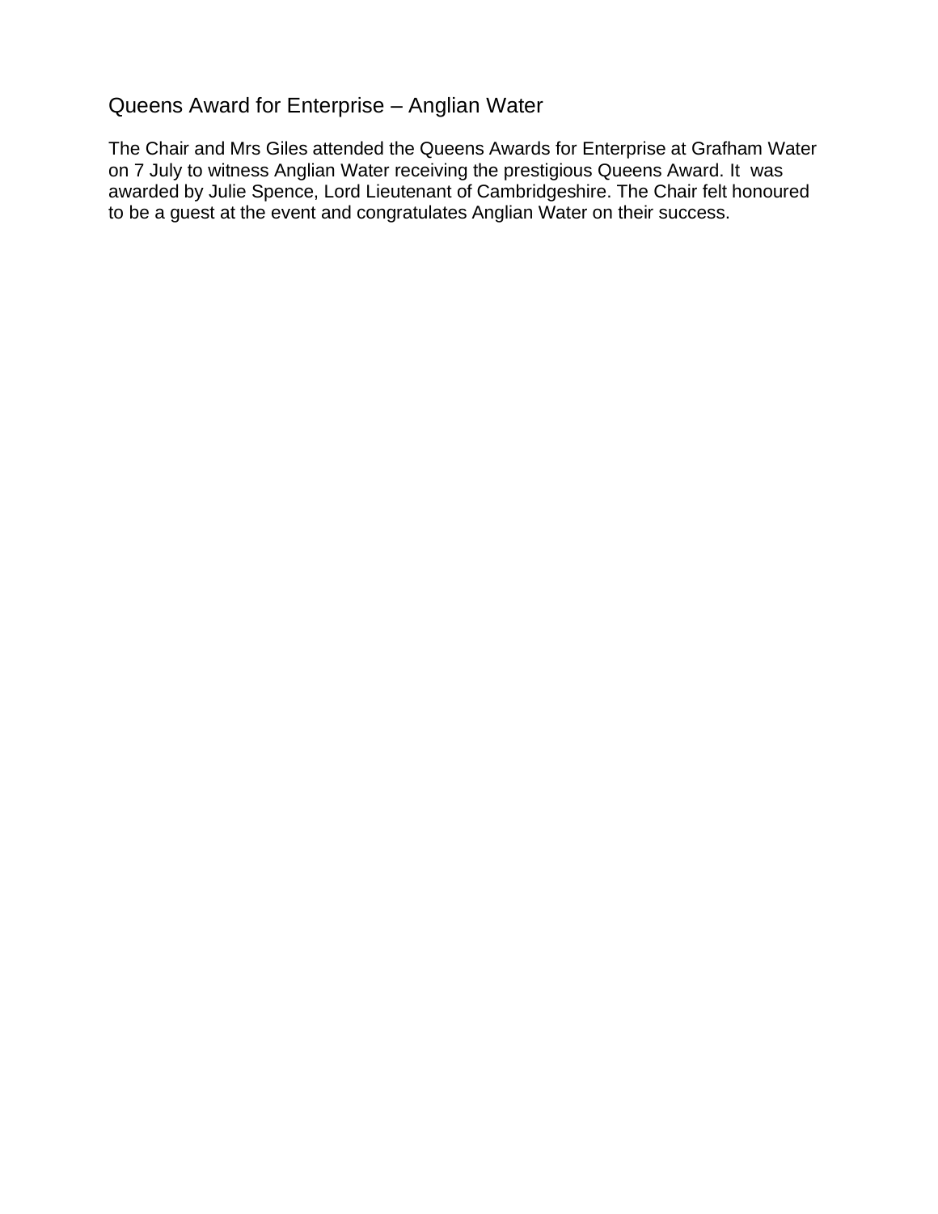## Queens Award for Enterprise – Anglian Water

The Chair and Mrs Giles attended the Queens Awards for Enterprise at Grafham Water on 7 July to witness Anglian Water receiving the prestigious Queens Award. It was awarded by Julie Spence, Lord Lieutenant of Cambridgeshire. The Chair felt honoured to be a guest at the event and congratulates Anglian Water on their success.